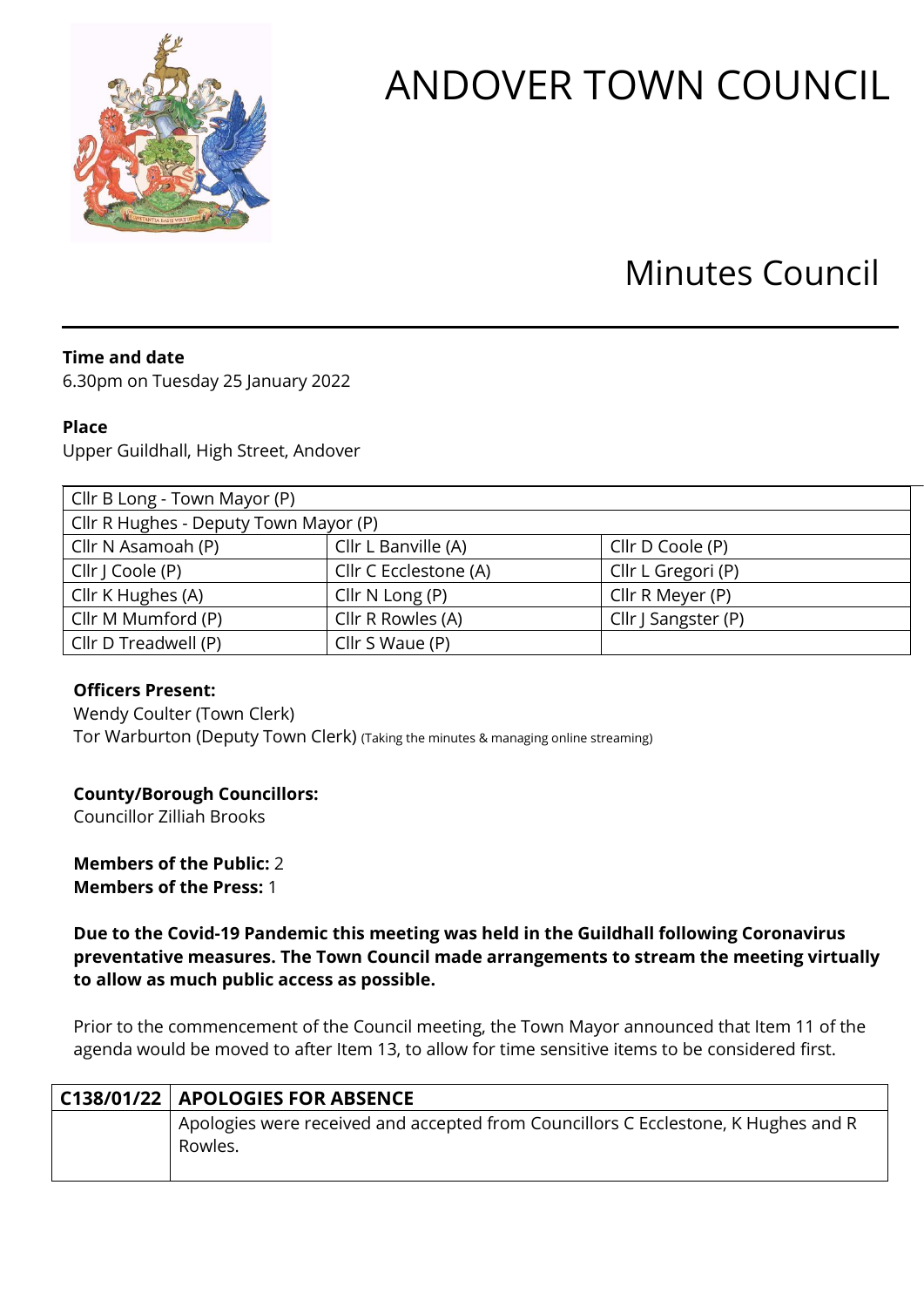# ANDOVER TOWN COUNCIL

## Minutes Council

**Time and date**
6.30pm on Tuesday 25 January 2022

**Place**
Upper Guildhall, High Street, Andover

| Cllr B Long - Town Mayor (P) | | |
|---|---|---|
| Cllr R Hughes - Deputy Town Mayor (P) | | |
| Cllr N Asamoah (P) | Cllr L Banville (A) | Cllr D Coole (P) |
| Cllr J Coole (P) | Cllr C Ecclestone (A) | Cllr L Gregori (P) |
| Cllr K Hughes (A) | Cllr N Long (P) | Cllr R Meyer (P) |
| Cllr M Mumford (P) | Cllr R Rowles (A) | Cllr J Sangster (P) |
| Cllr D Treadwell (P) | Cllr S Waue (P) | |

**Officers Present:**
Wendy Coulter (Town Clerk)
Tor Warburton (Deputy Town Clerk) (Taking the minutes & managing online streaming)

**County/Borough Councillors:**
Councillor Zilliah Brooks

**Members of the Public:** 2
**Members of the Press:** 1

**Due to the Covid-19 Pandemic this meeting was held in the Guildhall following Coronavirus preventative measures. The Town Council made arrangements to stream the meeting virtually to allow as much public access as possible.**

Prior to the commencement of the Council meeting, the Town Mayor announced that Item 11 of the agenda would be moved to after Item 13, to allow for time sensitive items to be considered first.

| C138/01/22 | APOLOGIES FOR ABSENCE |
|---|---|
| | Apologies were received and accepted from Councillors C Ecclestone, K Hughes and R Rowles. |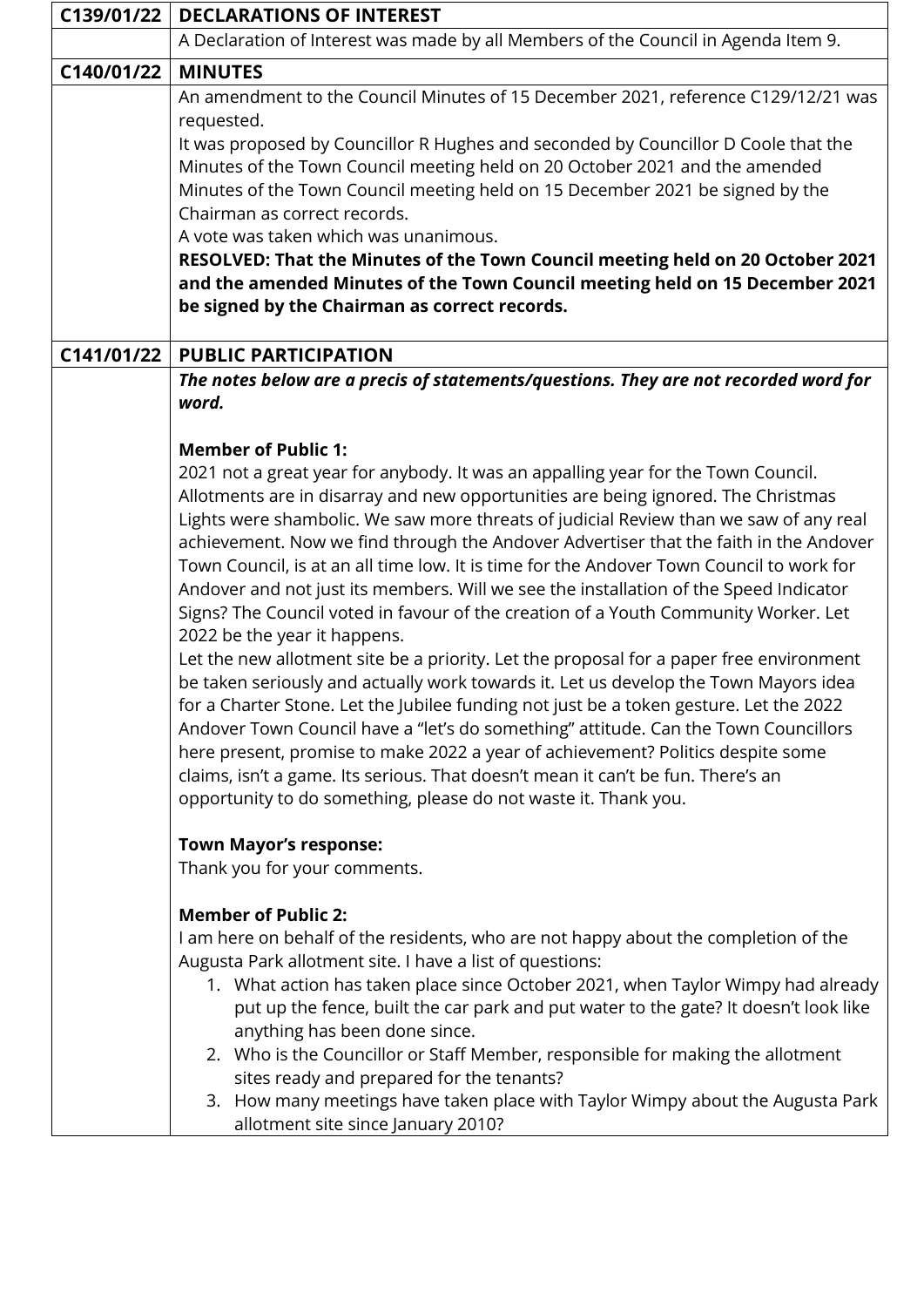| C139/01/22 | **DECLARATIONS OF INTEREST** |
|---|---|
| | A Declaration of Interest was made by all Members of the Council in Agenda Item 9. |
| **C140/01/22** | **MINUTES** |
| | An amendment to the Council Minutes of 15 December 2021, reference C129/12/21 was requested.<br>It was proposed by Councillor R Hughes and seconded by Councillor D Coole that the Minutes of the Town Council meeting held on 20 October 2021 and the amended Minutes of the Town Council meeting held on 15 December 2021 be signed by the Chairman as correct records.<br>A vote was taken which was unanimous.<br>**RESOLVED: That the Minutes of the Town Council meeting held on 20 October 2021 and the amended Minutes of the Town Council meeting held on 15 December 2021 be signed by the Chairman as correct records.** |
| **C141/01/22** | **PUBLIC PARTICIPATION** |
| | ***The notes below are a precis of statements/questions. They are not recorded word for word.***<br><br>**Member of Public 1:**<br>2021 not a great year for anybody. It was an appalling year for the Town Council. Allotments are in disarray and new opportunities are being ignored. The Christmas Lights were shambolic. We saw more threats of judicial Review than we saw of any real achievement. Now we find through the Andover Advertiser that the faith in the Andover Town Council, is at an all time low. It is time for the Andover Town Council to work for Andover and not just its members. Will we see the installation of the Speed Indicator Signs? The Council voted in favour of the creation of a Youth Community Worker. Let 2022 be the year it happens.<br>Let the new allotment site be a priority. Let the proposal for a paper free environment be taken seriously and actually work towards it. Let us develop the Town Mayors idea for a Charter Stone. Let the Jubilee funding not just be a token gesture. Let the 2022 Andover Town Council have a "let's do something" attitude. Can the Town Councillors here present, promise to make 2022 a year of achievement? Politics despite some claims, isn't a game. Its serious. That doesn't mean it can't be fun. There's an opportunity to do something, please do not waste it. Thank you.<br><br>**Town Mayor's response:**<br>Thank you for your comments.<br><br>**Member of Public 2:**<br>I am here on behalf of the residents, who are not happy about the completion of the Augusta Park allotment site. I have a list of questions:<br>1. What action has taken place since October 2021, when Taylor Wimpy had already put up the fence, built the car park and put water to the gate? It doesn't look like anything has been done since.<br>2. Who is the Councillor or Staff Member, responsible for making the allotment sites ready and prepared for the tenants?<br>3. How many meetings have taken place with Taylor Wimpy about the Augusta Park allotment site since January 2010? |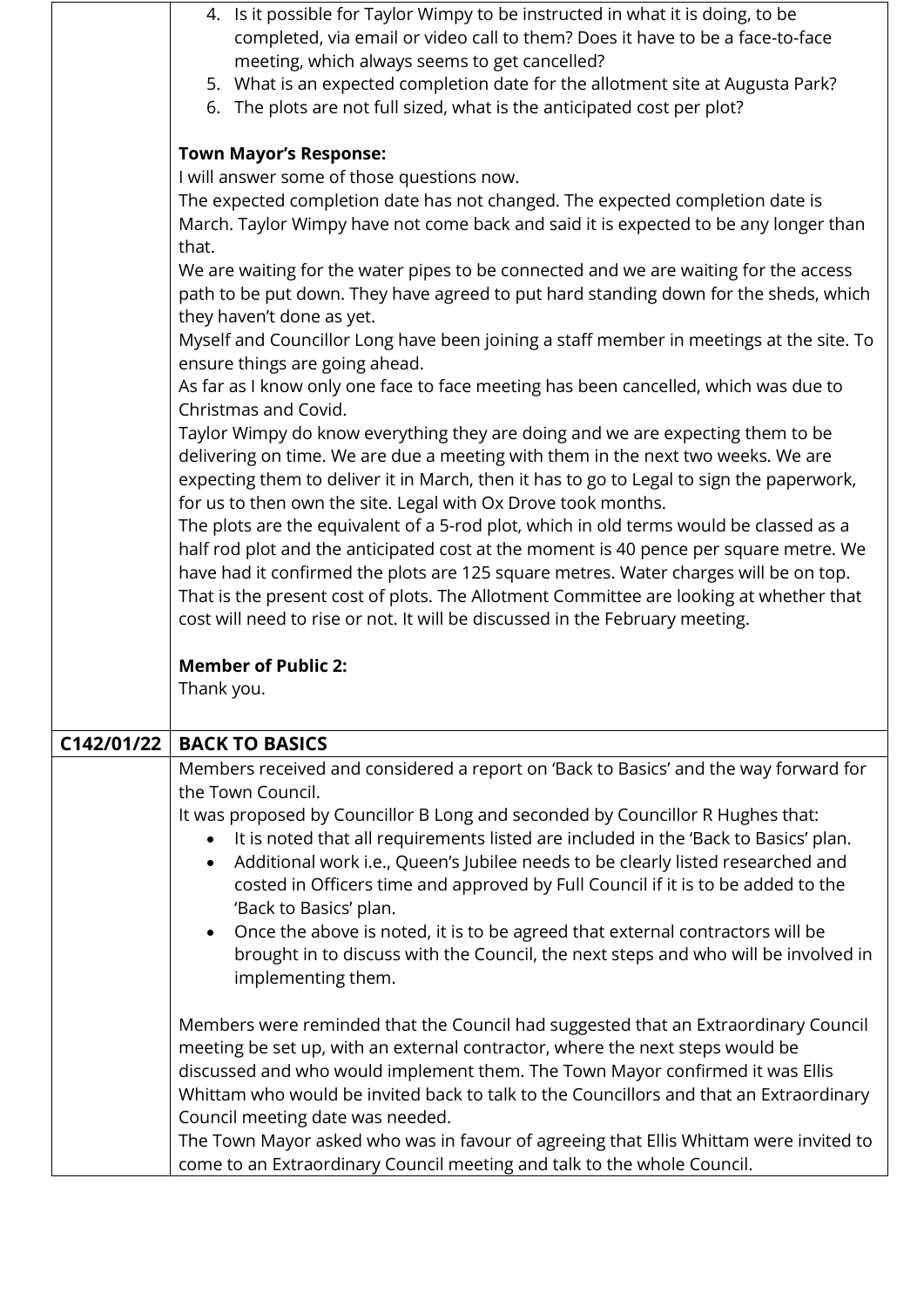| | |
|---|---|
| | 4. Is it possible for Taylor Wimpy to be instructed in what it is doing, to be completed, via email or video call to them? Does it have to be a face-to-face meeting, which always seems to get cancelled?<br>5. What is an expected completion date for the allotment site at Augusta Park?<br>6. The plots are not full sized, what is the anticipated cost per plot?<br><br>**Town Mayor's Response:**<br>I will answer some of those questions now.<br>The expected completion date has not changed. The expected completion date is March. Taylor Wimpy have not come back and said it is expected to be any longer than that.<br>We are waiting for the water pipes to be connected and we are waiting for the access path to be put down. They have agreed to put hard standing down for the sheds, which they haven't done as yet.<br>Myself and Councillor Long have been joining a staff member in meetings at the site. To ensure things are going ahead.<br>As far as I know only one face to face meeting has been cancelled, which was due to Christmas and Covid.<br>Taylor Wimpy do know everything they are doing and we are expecting them to be delivering on time. We are due a meeting with them in the next two weeks. We are expecting them to deliver it in March, then it has to go to Legal to sign the paperwork, for us to then own the site. Legal with Ox Drove took months.<br>The plots are the equivalent of a 5-rod plot, which in old terms would be classed as a half rod plot and the anticipated cost at the moment is 40 pence per square metre. We have had it confirmed the plots are 125 square metres. Water charges will be on top. That is the present cost of plots. The Allotment Committee are looking at whether that cost will need to rise or not. It will be discussed in the February meeting.<br><br>**Member of Public 2:**<br>Thank you. |
| **C142/01/22** | **BACK TO BASICS** |
| | Members received and considered a report on 'Back to Basics' and the way forward for the Town Council.<br>It was proposed by Councillor B Long and seconded by Councillor R Hughes that:<br>• It is noted that all requirements listed are included in the 'Back to Basics' plan.<br>• Additional work i.e., Queen's Jubilee needs to be clearly listed researched and costed in Officers time and approved by Full Council if it is to be added to the 'Back to Basics' plan.<br>• Once the above is noted, it is to be agreed that external contractors will be brought in to discuss with the Council, the next steps and who will be involved in implementing them.<br><br>Members were reminded that the Council had suggested that an Extraordinary Council meeting be set up, with an external contractor, where the next steps would be discussed and who would implement them. The Town Mayor confirmed it was Ellis Whittam who would be invited back to talk to the Councillors and that an Extraordinary Council meeting date was needed.<br>The Town Mayor asked who was in favour of agreeing that Ellis Whittam were invited to come to an Extraordinary Council meeting and talk to the whole Council. |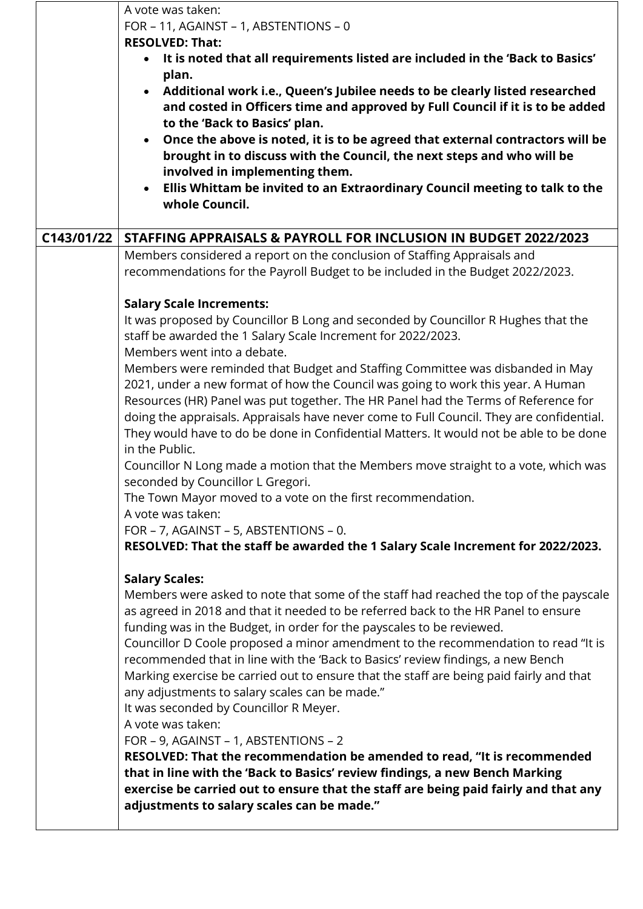| | |
|---|---|
| | A vote was taken:<br>FOR – 11, AGAINST – 1, ABSTENTIONS – 0<br>**RESOLVED: That:**<br>• **It is noted that all requirements listed are included in the 'Back to Basics' plan.**<br>• **Additional work i.e., Queen's Jubilee needs to be clearly listed researched and costed in Officers time and approved by Full Council if it is to be added to the 'Back to Basics' plan.**<br>• **Once the above is noted, it is to be agreed that external contractors will be brought in to discuss with the Council, the next steps and who will be involved in implementing them.**<br>• **Ellis Whittam be invited to an Extraordinary Council meeting to talk to the whole Council.** |
| **C143/01/22** | **STAFFING APPRAISALS & PAYROLL FOR INCLUSION IN BUDGET 2022/2023** |
| | Members considered a report on the conclusion of Staffing Appraisals and recommendations for the Payroll Budget to be included in the Budget 2022/2023.<br><br>**Salary Scale Increments:**<br>It was proposed by Councillor B Long and seconded by Councillor R Hughes that the staff be awarded the 1 Salary Scale Increment for 2022/2023.<br>Members went into a debate.<br>Members were reminded that Budget and Staffing Committee was disbanded in May 2021, under a new format of how the Council was going to work this year. A Human Resources (HR) Panel was put together. The HR Panel had the Terms of Reference for doing the appraisals. Appraisals have never come to Full Council. They are confidential. They would have to do be done in Confidential Matters. It would not be able to be done in the Public.<br>Councillor N Long made a motion that the Members move straight to a vote, which was seconded by Councillor L Gregori.<br>The Town Mayor moved to a vote on the first recommendation.<br>A vote was taken:<br>FOR – 7, AGAINST – 5, ABSTENTIONS – 0.<br>**RESOLVED: That the staff be awarded the 1 Salary Scale Increment for 2022/2023.**<br><br>**Salary Scales:**<br>Members were asked to note that some of the staff had reached the top of the payscale as agreed in 2018 and that it needed to be referred back to the HR Panel to ensure funding was in the Budget, in order for the payscales to be reviewed.<br>Councillor D Coole proposed a minor amendment to the recommendation to read "It is recommended that in line with the 'Back to Basics' review findings, a new Bench Marking exercise be carried out to ensure that the staff are being paid fairly and that any adjustments to salary scales can be made."<br>It was seconded by Councillor R Meyer.<br>A vote was taken:<br>FOR – 9, AGAINST – 1, ABSTENTIONS – 2<br>**RESOLVED: That the recommendation be amended to read, "It is recommended that in line with the 'Back to Basics' review findings, a new Bench Marking exercise be carried out to ensure that the staff are being paid fairly and that any adjustments to salary scales can be made."** |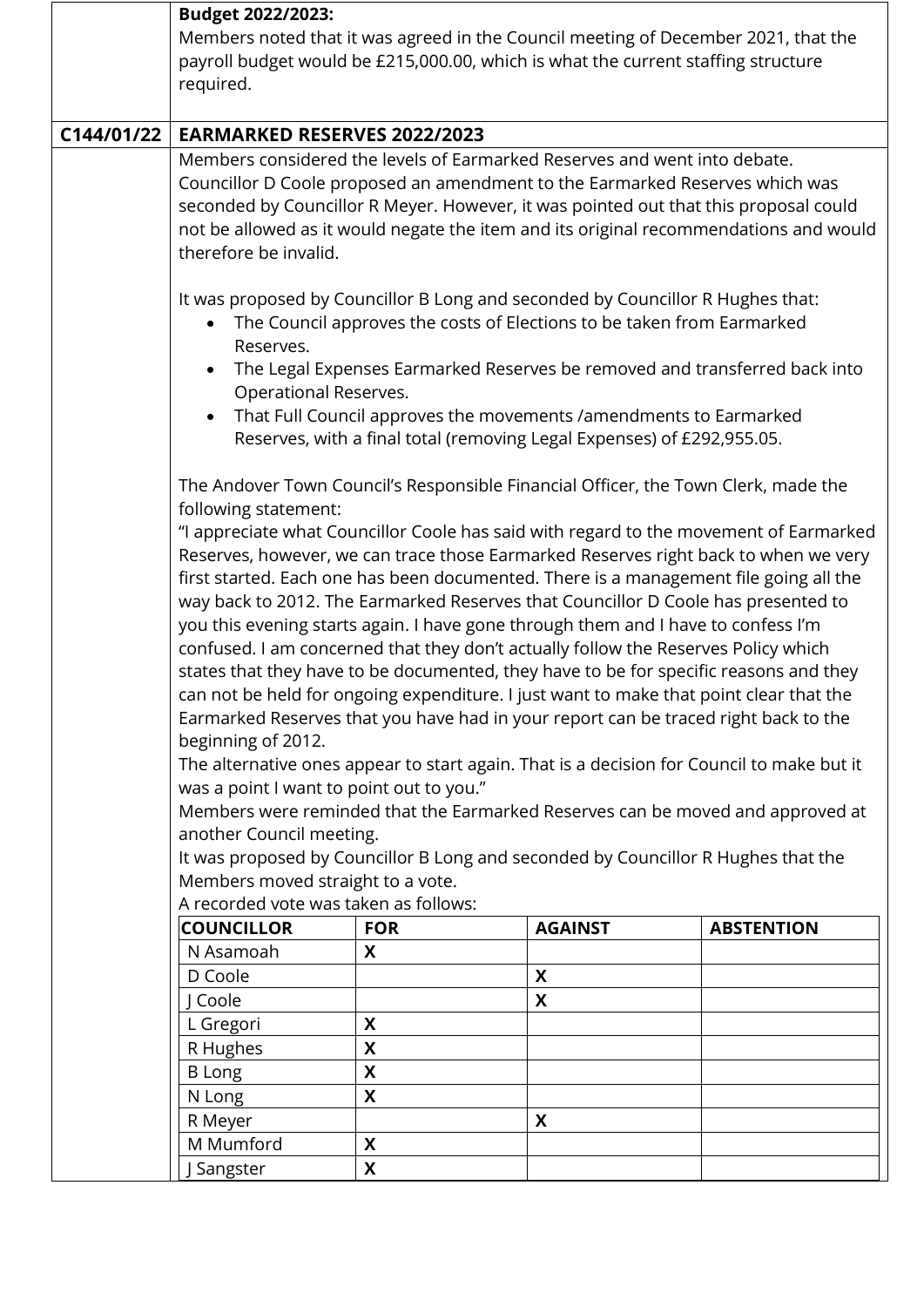**Budget 2022/2023:**

Members noted that it was agreed in the Council meeting of December 2021, that the payroll budget would be £215,000.00, which is what the current staffing structure required.

## C144/01/22 EARMARKED RESERVES 2022/2023

Members considered the levels of Earmarked Reserves and went into debate. Councillor D Coole proposed an amendment to the Earmarked Reserves which was seconded by Councillor R Meyer. However, it was pointed out that this proposal could not be allowed as it would negate the item and its original recommendations and would therefore be invalid.

It was proposed by Councillor B Long and seconded by Councillor R Hughes that:

- The Council approves the costs of Elections to be taken from Earmarked Reserves.
- The Legal Expenses Earmarked Reserves be removed and transferred back into Operational Reserves.
- That Full Council approves the movements /amendments to Earmarked Reserves, with a final total (removing Legal Expenses) of £292,955.05.

The Andover Town Council's Responsible Financial Officer, the Town Clerk, made the following statement:

"I appreciate what Councillor Coole has said with regard to the movement of Earmarked Reserves, however, we can trace those Earmarked Reserves right back to when we very first started. Each one has been documented. There is a management file going all the way back to 2012. The Earmarked Reserves that Councillor D Coole has presented to you this evening starts again. I have gone through them and I have to confess I'm confused. I am concerned that they don't actually follow the Reserves Policy which states that they have to be documented, they have to be for specific reasons and they can not be held for ongoing expenditure. I just want to make that point clear that the Earmarked Reserves that you have had in your report can be traced right back to the beginning of 2012.

The alternative ones appear to start again. That is a decision for Council to make but it was a point I want to point out to you."

Members were reminded that the Earmarked Reserves can be moved and approved at another Council meeting.

It was proposed by Councillor B Long and seconded by Councillor R Hughes that the Members moved straight to a vote.

A recorded vote was taken as follows:

| COUNCILLOR | FOR | AGAINST | ABSTENTION |
|---|---|---|---|
| N Asamoah | X | | |
| D Coole | | X | |
| J Coole | | X | |
| L Gregori | X | | |
| R Hughes | X | | |
| B Long | X | | |
| N Long | X | | |
| R Meyer | | X | |
| M Mumford | X | | |
| J Sangster | X | | |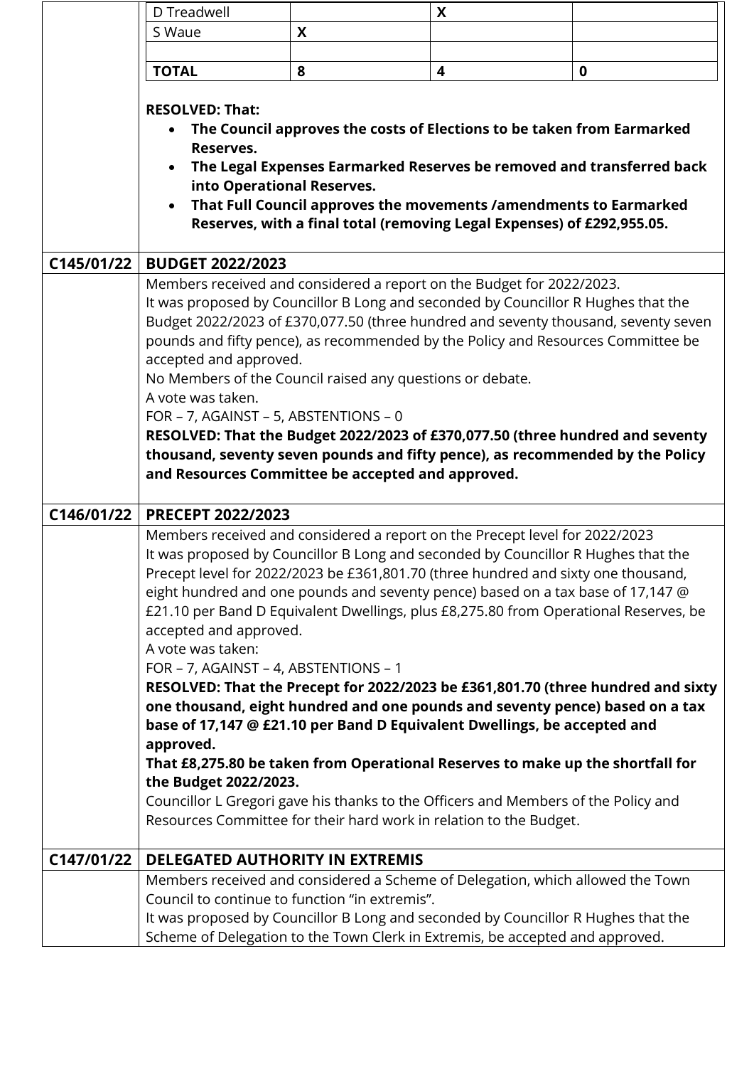| | | | |
|---|---|---|---|
| D Treadwell | | X | |
| S Waue | X | | |
| | | | |
| **TOTAL** | **8** | **4** | **0** |

**RESOLVED: That:**

- **The Council approves the costs of Elections to be taken from Earmarked Reserves.**
- **The Legal Expenses Earmarked Reserves be removed and transferred back into Operational Reserves.**
- **That Full Council approves the movements /amendments to Earmarked Reserves, with a final total (removing Legal Expenses) of £292,955.05.**

## C145/01/22 BUDGET 2022/2023

Members received and considered a report on the Budget for 2022/2023.

It was proposed by Councillor B Long and seconded by Councillor R Hughes that the Budget 2022/2023 of £370,077.50 (three hundred and seventy thousand, seventy seven pounds and fifty pence), as recommended by the Policy and Resources Committee be accepted and approved.

No Members of the Council raised any questions or debate.

A vote was taken.

FOR – 7, AGAINST – 5, ABSTENTIONS – 0

**RESOLVED: That the Budget 2022/2023 of £370,077.50 (three hundred and seventy thousand, seventy seven pounds and fifty pence), as recommended by the Policy and Resources Committee be accepted and approved.**

## C146/01/22 PRECEPT 2022/2023

Members received and considered a report on the Precept level for 2022/2023

It was proposed by Councillor B Long and seconded by Councillor R Hughes that the Precept level for 2022/2023 be £361,801.70 (three hundred and sixty one thousand, eight hundred and one pounds and seventy pence) based on a tax base of 17,147 @ £21.10 per Band D Equivalent Dwellings, plus £8,275.80 from Operational Reserves, be accepted and approved.

A vote was taken:

FOR – 7, AGAINST – 4, ABSTENTIONS – 1

**RESOLVED: That the Precept for 2022/2023 be £361,801.70 (three hundred and sixty one thousand, eight hundred and one pounds and seventy pence) based on a tax base of 17,147 @ £21.10 per Band D Equivalent Dwellings, be accepted and approved.**

**That £8,275.80 be taken from Operational Reserves to make up the shortfall for the Budget 2022/2023.**

Councillor L Gregori gave his thanks to the Officers and Members of the Policy and Resources Committee for their hard work in relation to the Budget.

## C147/01/22 DELEGATED AUTHORITY IN EXTREMIS

Members received and considered a Scheme of Delegation, which allowed the Town Council to continue to function "in extremis".

It was proposed by Councillor B Long and seconded by Councillor R Hughes that the Scheme of Delegation to the Town Clerk in Extremis, be accepted and approved.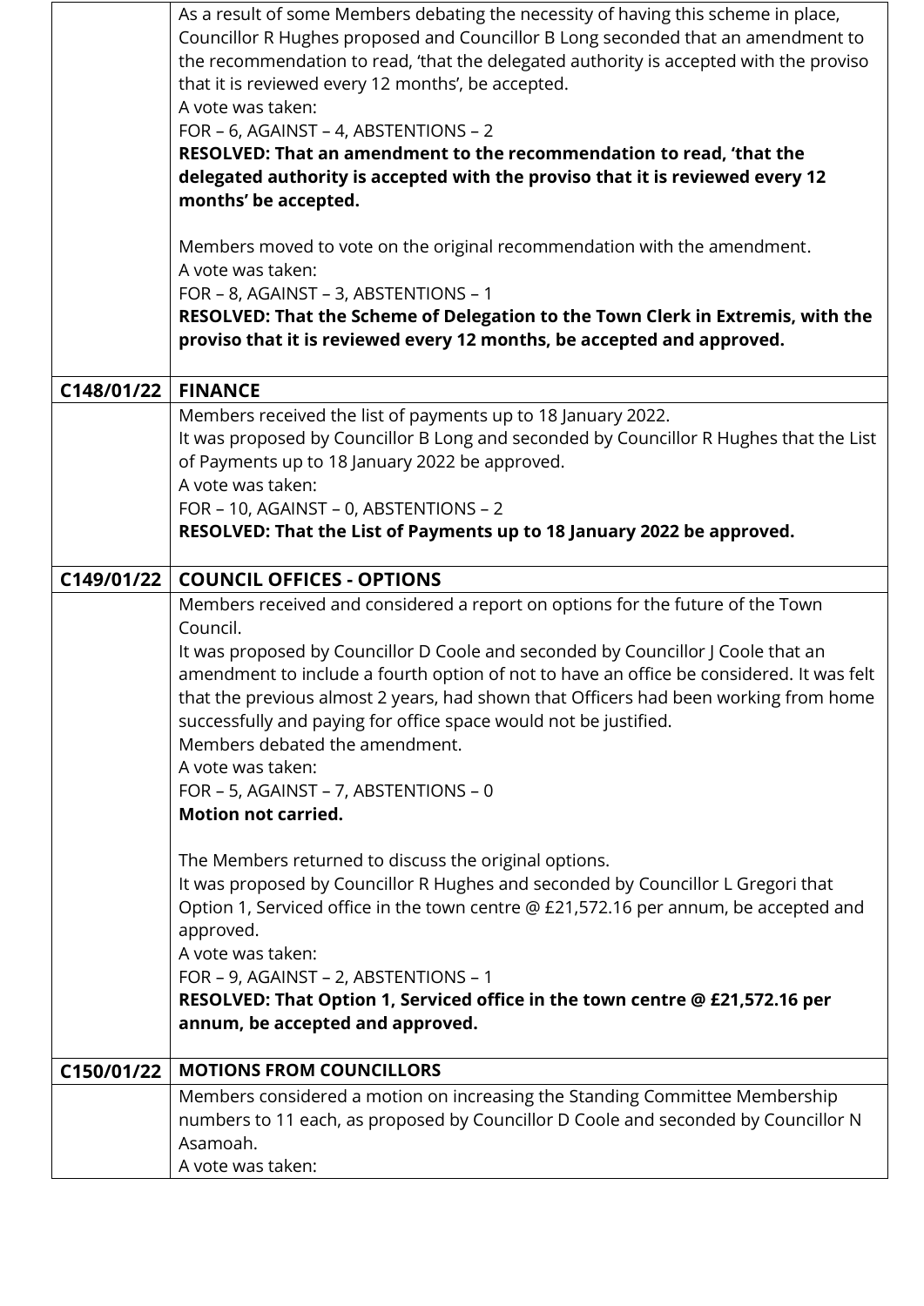| | |
|---|---|
| | As a result of some Members debating the necessity of having this scheme in place, Councillor R Hughes proposed and Councillor B Long seconded that an amendment to the recommendation to read, 'that the delegated authority is accepted with the proviso that it is reviewed every 12 months', be accepted.<br>A vote was taken:<br>FOR – 6, AGAINST – 4, ABSTENTIONS – 2<br>**RESOLVED: That an amendment to the recommendation to read, 'that the delegated authority is accepted with the proviso that it is reviewed every 12 months' be accepted.**<br><br>Members moved to vote on the original recommendation with the amendment.<br>A vote was taken:<br>FOR – 8, AGAINST – 3, ABSTENTIONS – 1<br>**RESOLVED: That the Scheme of Delegation to the Town Clerk in Extremis, with the proviso that it is reviewed every 12 months, be accepted and approved.** |
| **C148/01/22** | **FINANCE** |
| | Members received the list of payments up to 18 January 2022.<br>It was proposed by Councillor B Long and seconded by Councillor R Hughes that the List of Payments up to 18 January 2022 be approved.<br>A vote was taken:<br>FOR – 10, AGAINST – 0, ABSTENTIONS – 2<br>**RESOLVED: That the List of Payments up to 18 January 2022 be approved.** |
| **C149/01/22** | **COUNCIL OFFICES - OPTIONS** |
| | Members received and considered a report on options for the future of the Town Council.<br>It was proposed by Councillor D Coole and seconded by Councillor J Coole that an amendment to include a fourth option of not to have an office be considered. It was felt that the previous almost 2 years, had shown that Officers had been working from home successfully and paying for office space would not be justified.<br>Members debated the amendment.<br>A vote was taken:<br>FOR – 5, AGAINST – 7, ABSTENTIONS – 0<br>**Motion not carried.**<br><br>The Members returned to discuss the original options.<br>It was proposed by Councillor R Hughes and seconded by Councillor L Gregori that Option 1, Serviced office in the town centre @ £21,572.16 per annum, be accepted and approved.<br>A vote was taken:<br>FOR – 9, AGAINST – 2, ABSTENTIONS – 1<br>**RESOLVED: That Option 1, Serviced office in the town centre @ £21,572.16 per annum, be accepted and approved.** |
| **C150/01/22** | **MOTIONS FROM COUNCILLORS** |
| | Members considered a motion on increasing the Standing Committee Membership numbers to 11 each, as proposed by Councillor D Coole and seconded by Councillor N Asamoah.<br>A vote was taken: |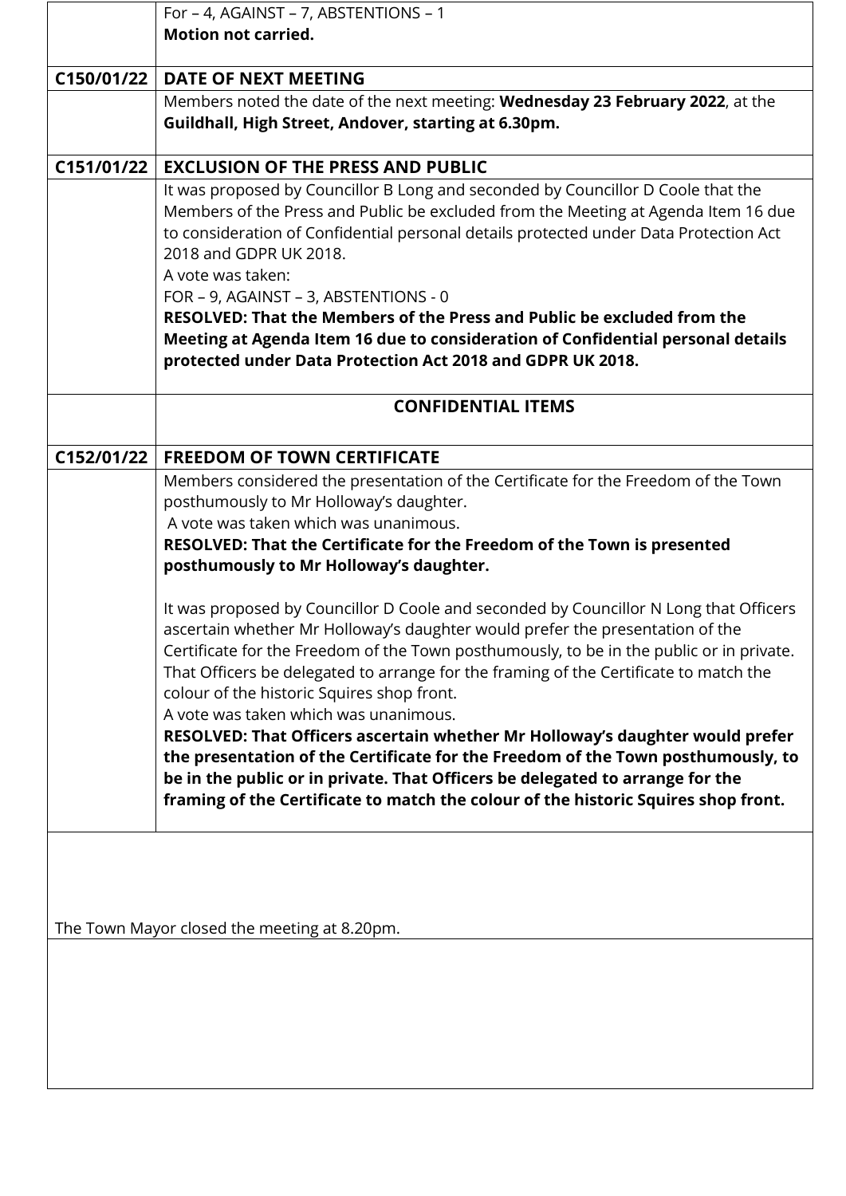| | |
|---|---|
| | For – 4, AGAINST – 7, ABSTENTIONS – 1<br>**Motion not carried.** |
| **C150/01/22** | **DATE OF NEXT MEETING** |
| | Members noted the date of the next meeting: **Wednesday 23 February 2022**, at the **Guildhall, High Street, Andover, starting at 6.30pm.** |
| **C151/01/22** | **EXCLUSION OF THE PRESS AND PUBLIC** |
| | It was proposed by Councillor B Long and seconded by Councillor D Coole that the Members of the Press and Public be excluded from the Meeting at Agenda Item 16 due to consideration of Confidential personal details protected under Data Protection Act 2018 and GDPR UK 2018.<br>A vote was taken:<br>FOR – 9, AGAINST – 3, ABSTENTIONS - 0<br>**RESOLVED: That the Members of the Press and Public be excluded from the Meeting at Agenda Item 16 due to consideration of Confidential personal details protected under Data Protection Act 2018 and GDPR UK 2018.** |
| | **CONFIDENTIAL ITEMS** |
| **C152/01/22** | **FREEDOM OF TOWN CERTIFICATE** |
| | Members considered the presentation of the Certificate for the Freedom of the Town posthumously to Mr Holloway's daughter.<br>A vote was taken which was unanimous.<br>**RESOLVED: That the Certificate for the Freedom of the Town is presented posthumously to Mr Holloway's daughter.**<br><br>It was proposed by Councillor D Coole and seconded by Councillor N Long that Officers ascertain whether Mr Holloway's daughter would prefer the presentation of the Certificate for the Freedom of the Town posthumously, to be in the public or in private. That Officers be delegated to arrange for the framing of the Certificate to match the colour of the historic Squires shop front.<br>A vote was taken which was unanimous.<br>**RESOLVED: That Officers ascertain whether Mr Holloway's daughter would prefer the presentation of the Certificate for the Freedom of the Town posthumously, to be in the public or in private. That Officers be delegated to arrange for the framing of the Certificate to match the colour of the historic Squires shop front.** |

The Town Mayor closed the meeting at 8.20pm.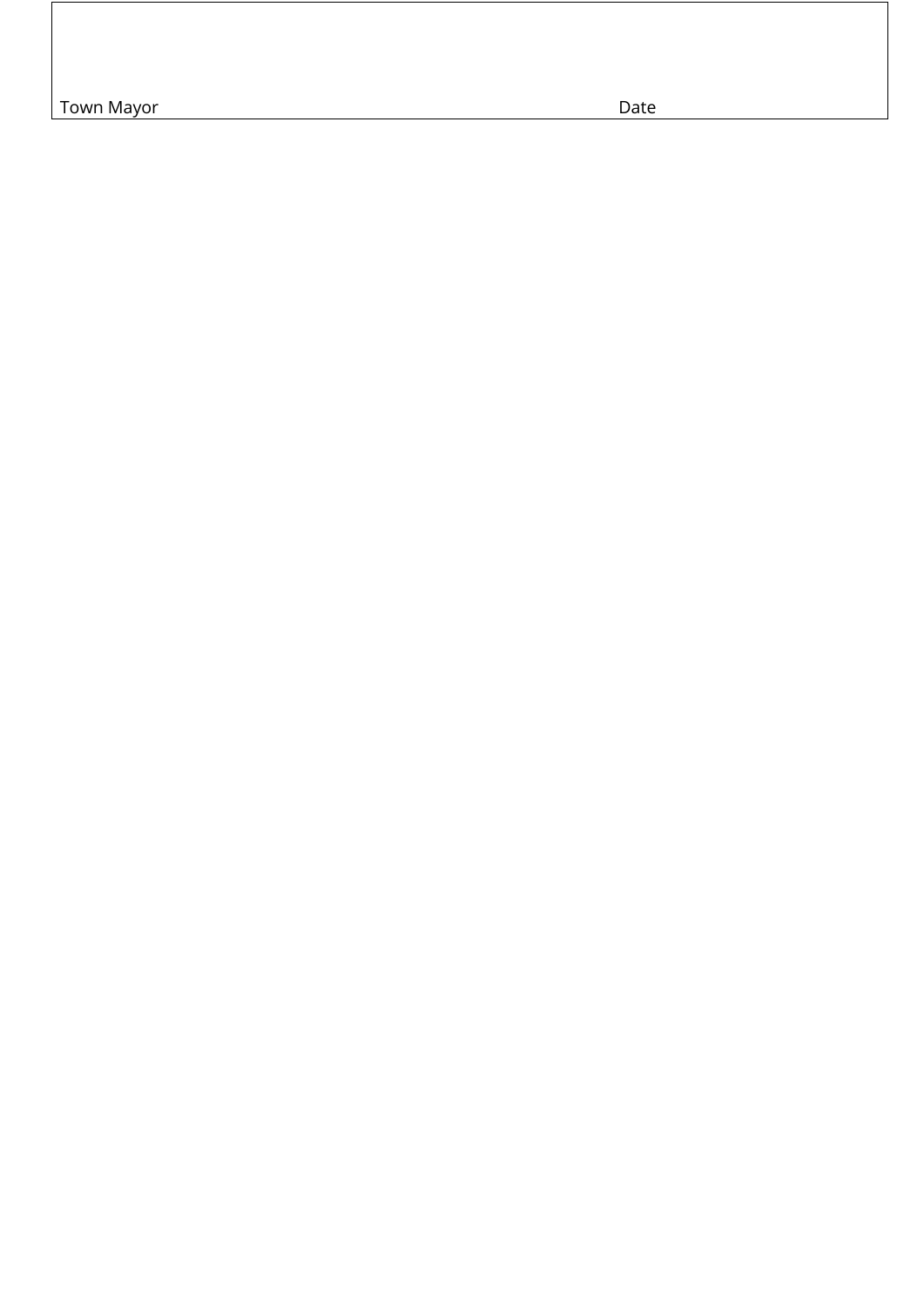| | |
|---|---|
| Town Mayor | Date |